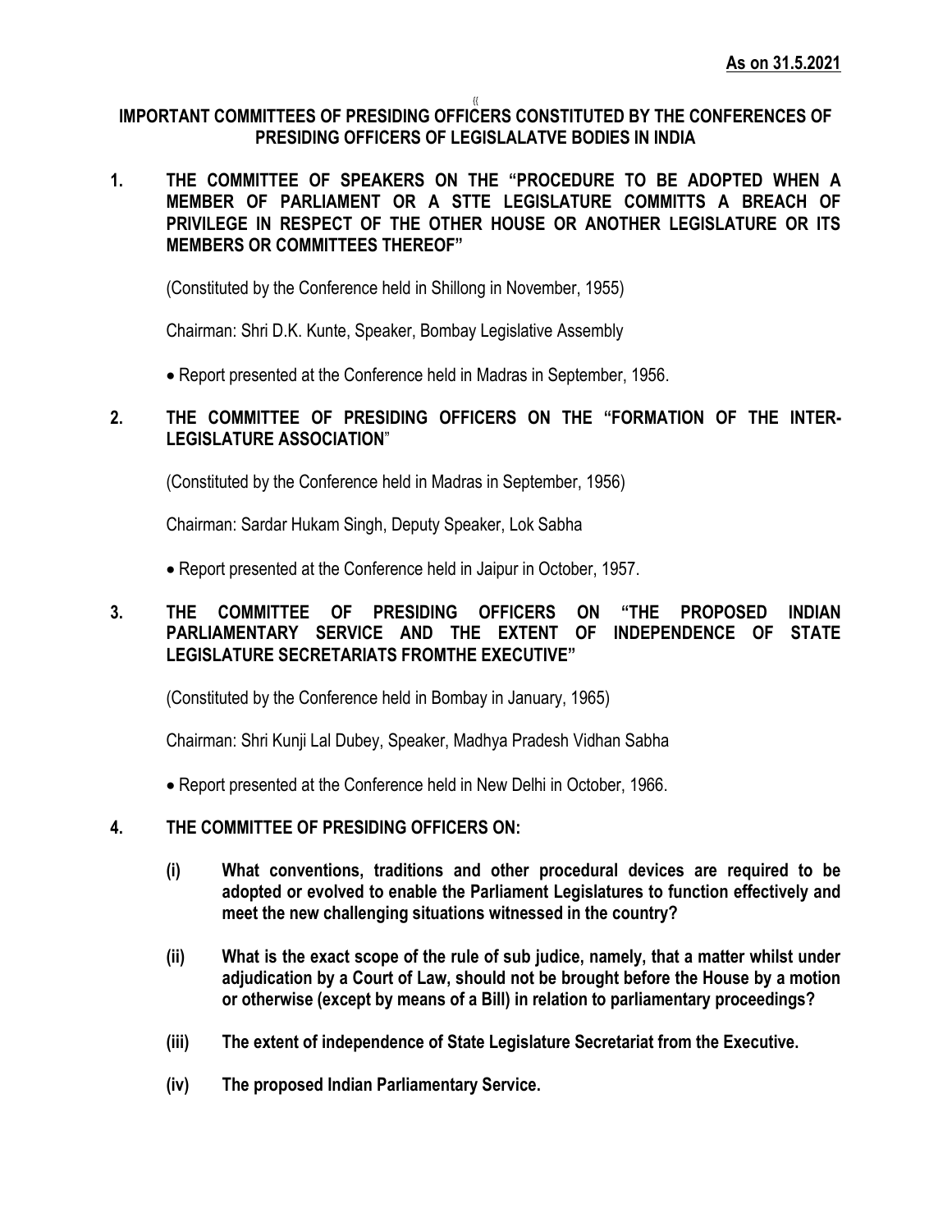**As on 31.5.2021**

# IMPORTANT COMMITTEES OF PRESIDING OFFICERS CONSTITUTED BY THE CONFERENCES OF PRESIDING OFFICERS OF LEGISLALATVE BODIES IN INDIA

## 1. THE COMMITTEE OF SPEAKERS ON THE "PROCEDURE TO BE ADOPTED WHEN A MEMBER OF PARLIAMENT OR A STTE LEGISLATURE COMMITTS A BREACH OF PRIVILEGE IN RESPECT OF THE OTHER HOUSE OR ANOTHER LEGISLATURE OR ITS MEMBERS OR COMMITTEES THEREOF"

(Constituted by the Conference held in Shillong in November, 1955)

Chairman: Shri D.K. Kunte, Speaker, Bombay Legislative Assembly

- Report presented at the Conference held in Madras in September, 1956.

## 2. THE COMMITTEE OF PRESIDING OFFICERS ON THE "FORMATION OF THE INTER-LEGISLATURE ASSOCIATION"

(Constituted by the Conference held in Madras in September, 1956)

Chairman: Sardar Hukam Singh, Deputy Speaker, Lok Sabha

- Report presented at the Conference held in Jaipur in October, 1957.

## 3. THE COMMITTEE OF PRESIDING OFFICERS ON "THE PROPOSED INDIAN PARLIAMENTARY SERVICE AND THE EXTENT OF INDEPENDENCE OF STATE LEGISLATURE SECRETARIATS FROMTHE EXECUTIVE"

(Constituted by the Conference held in Bombay in January, 1965)

Chairman: Shri Kunji Lal Dubey, Speaker, Madhya Pradesh Vidhan Sabha

- Report presented at the Conference held in New Delhi in October, 1966.

## 4. THE COMMITTEE OF PRESIDING OFFICERS ON:

**(i) What conventions, traditions and other procedural devices are required to be adopted or evolved to enable the Parliament Legislatures to function effectively and meet the new challenging situations witnessed in the country?**

**(ii) What is the exact scope of the rule of sub judice, namely, that a matter whilst under adjudication by a Court of Law, should not be brought before the House by a motion or otherwise (except by means of a Bill) in relation to parliamentary proceedings?**

**(iii) The extent of independence of State Legislature Secretariat from the Executive.**

**(iv) The proposed Indian Parliamentary Service.**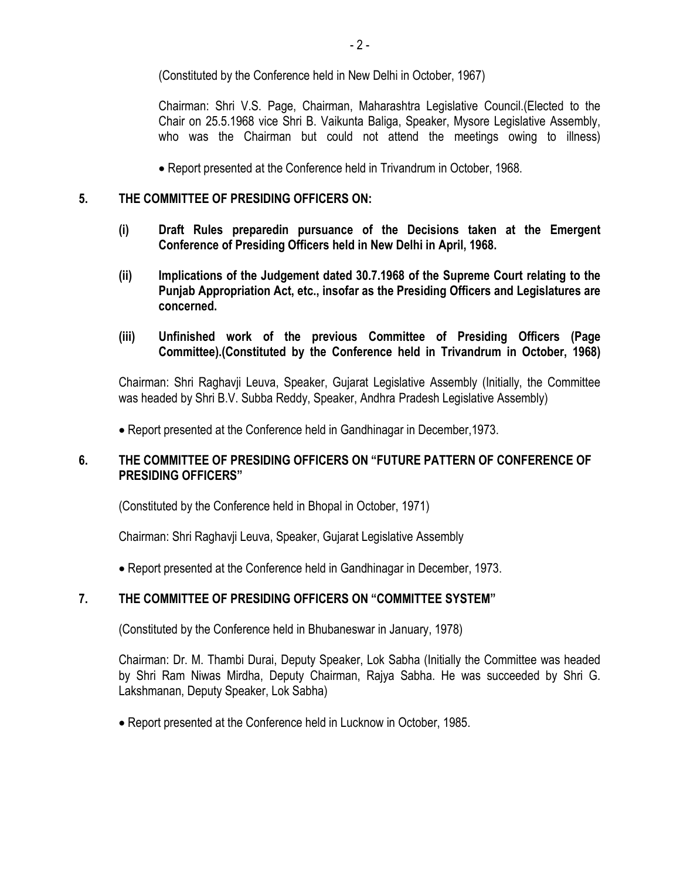(Constituted by the Conference held in New Delhi in October, 1967)

Chairman: Shri V.S. Page, Chairman, Maharashtra Legislative Council.(Elected to the Chair on 25.5.1968 vice Shri B. Vaikunta Baliga, Speaker, Mysore Legislative Assembly, who was the Chairman but could not attend the meetings owing to illness)

- Report presented at the Conference held in Trivandrum in October, 1968.

**5. THE COMMITTEE OF PRESIDING OFFICERS ON:**

**(i) Draft Rules preparedin pursuance of the Decisions taken at the Emergent Conference of Presiding Officers held in New Delhi in April, 1968.**

**(ii) Implications of the Judgement dated 30.7.1968 of the Supreme Court relating to the Punjab Appropriation Act, etc., insofar as the Presiding Officers and Legislatures are concerned.**

**(iii) Unfinished work of the previous Committee of Presiding Officers (Page Committee).(Constituted by the Conference held in Trivandrum in October, 1968)**

Chairman: Shri Raghavji Leuva, Speaker, Gujarat Legislative Assembly (Initially, the Committee was headed by Shri B.V. Subba Reddy, Speaker, Andhra Pradesh Legislative Assembly)

- Report presented at the Conference held in Gandhinagar in December,1973.

**6. THE COMMITTEE OF PRESIDING OFFICERS ON "FUTURE PATTERN OF CONFERENCE OF PRESIDING OFFICERS"**

(Constituted by the Conference held in Bhopal in October, 1971)

Chairman: Shri Raghavji Leuva, Speaker, Gujarat Legislative Assembly

- Report presented at the Conference held in Gandhinagar in December, 1973.

**7. THE COMMITTEE OF PRESIDING OFFICERS ON "COMMITTEE SYSTEM"**

(Constituted by the Conference held in Bhubaneswar in January, 1978)

Chairman: Dr. M. Thambi Durai, Deputy Speaker, Lok Sabha (Initially the Committee was headed by Shri Ram Niwas Mirdha, Deputy Chairman, Rajya Sabha. He was succeeded by Shri G. Lakshmanan, Deputy Speaker, Lok Sabha)

- Report presented at the Conference held in Lucknow in October, 1985.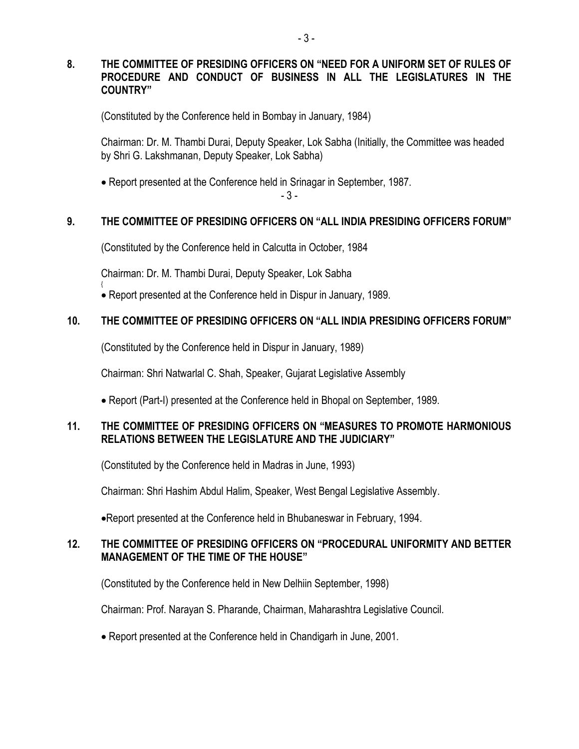## 8. THE COMMITTEE OF PRESIDING OFFICERS ON "NEED FOR A UNIFORM SET OF RULES OF PROCEDURE AND CONDUCT OF BUSINESS IN ALL THE LEGISLATURES IN THE COUNTRY"

(Constituted by the Conference held in Bombay in January, 1984)

Chairman: Dr. M. Thambi Durai, Deputy Speaker, Lok Sabha (Initially, the Committee was headed by Shri G. Lakshmanan, Deputy Speaker, Lok Sabha)

- Report presented at the Conference held in Srinagar in September, 1987.

## 9. THE COMMITTEE OF PRESIDING OFFICERS ON "ALL INDIA PRESIDING OFFICERS FORUM"

(Constituted by the Conference held in Calcutta in October, 1984

Chairman: Dr. M. Thambi Durai, Deputy Speaker, Lok Sabha

- Report presented at the Conference held in Dispur in January, 1989.

## 10. THE COMMITTEE OF PRESIDING OFFICERS ON "ALL INDIA PRESIDING OFFICERS FORUM"

(Constituted by the Conference held in Dispur in January, 1989)

Chairman: Shri Natwarlal C. Shah, Speaker, Gujarat Legislative Assembly

- Report (Part-I) presented at the Conference held in Bhopal on September, 1989.

## 11. THE COMMITTEE OF PRESIDING OFFICERS ON "MEASURES TO PROMOTE HARMONIOUS RELATIONS BETWEEN THE LEGISLATURE AND THE JUDICIARY"

(Constituted by the Conference held in Madras in June, 1993)

Chairman: Shri Hashim Abdul Halim, Speaker, West Bengal Legislative Assembly.

- Report presented at the Conference held in Bhubaneswar in February, 1994.

## 12. THE COMMITTEE OF PRESIDING OFFICERS ON "PROCEDURAL UNIFORMITY AND BETTER MANAGEMENT OF THE TIME OF THE HOUSE"

(Constituted by the Conference held in New Delhiin September, 1998)

Chairman: Prof. Narayan S. Pharande, Chairman, Maharashtra Legislative Council.

- Report presented at the Conference held in Chandigarh in June, 2001.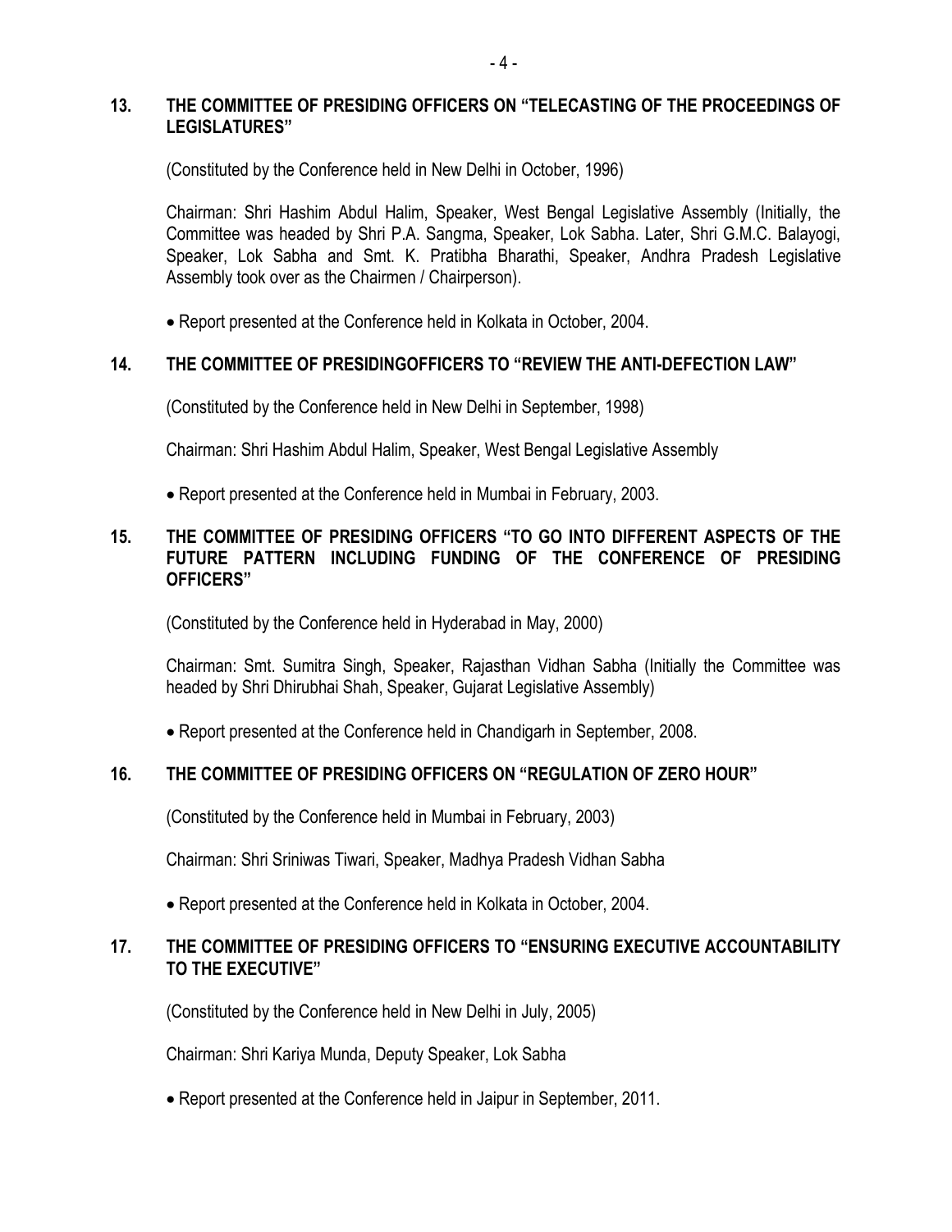## 13. THE COMMITTEE OF PRESIDING OFFICERS ON "TELECASTING OF THE PROCEEDINGS OF LEGISLATURES"

(Constituted by the Conference held in New Delhi in October, 1996)

Chairman: Shri Hashim Abdul Halim, Speaker, West Bengal Legislative Assembly (Initially, the Committee was headed by Shri P.A. Sangma, Speaker, Lok Sabha. Later, Shri G.M.C. Balayogi, Speaker, Lok Sabha and Smt. K. Pratibha Bharathi, Speaker, Andhra Pradesh Legislative Assembly took over as the Chairmen / Chairperson).

- Report presented at the Conference held in Kolkata in October, 2004.

## 14. THE COMMITTEE OF PRESIDINGOFFICERS TO "REVIEW THE ANTI-DEFECTION LAW"

(Constituted by the Conference held in New Delhi in September, 1998)

Chairman: Shri Hashim Abdul Halim, Speaker, West Bengal Legislative Assembly

- Report presented at the Conference held in Mumbai in February, 2003.

## 15. THE COMMITTEE OF PRESIDING OFFICERS "TO GO INTO DIFFERENT ASPECTS OF THE FUTURE PATTERN INCLUDING FUNDING OF THE CONFERENCE OF PRESIDING OFFICERS"

(Constituted by the Conference held in Hyderabad in May, 2000)

Chairman: Smt. Sumitra Singh, Speaker, Rajasthan Vidhan Sabha (Initially the Committee was headed by Shri Dhirubhai Shah, Speaker, Gujarat Legislative Assembly)

- Report presented at the Conference held in Chandigarh in September, 2008.

## 16. THE COMMITTEE OF PRESIDING OFFICERS ON "REGULATION OF ZERO HOUR"

(Constituted by the Conference held in Mumbai in February, 2003)

Chairman: Shri Sriniwas Tiwari, Speaker, Madhya Pradesh Vidhan Sabha

- Report presented at the Conference held in Kolkata in October, 2004.

## 17. THE COMMITTEE OF PRESIDING OFFICERS TO "ENSURING EXECUTIVE ACCOUNTABILITY TO THE EXECUTIVE"

(Constituted by the Conference held in New Delhi in July, 2005)

Chairman: Shri Kariya Munda, Deputy Speaker, Lok Sabha

- Report presented at the Conference held in Jaipur in September, 2011.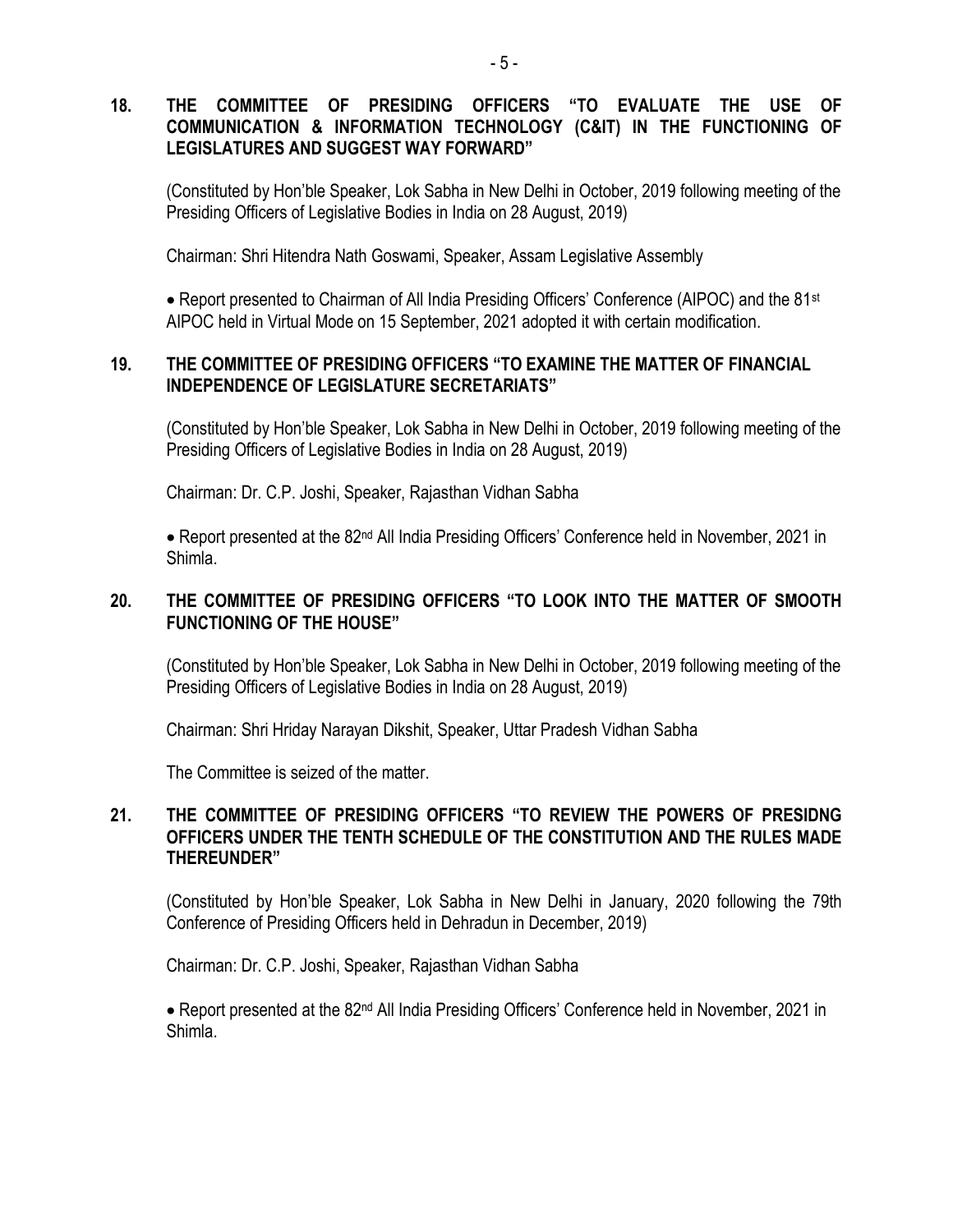## 18. THE COMMITTEE OF PRESIDING OFFICERS "TO EVALUATE THE USE OF COMMUNICATION & INFORMATION TECHNOLOGY (C&IT) IN THE FUNCTIONING OF LEGISLATURES AND SUGGEST WAY FORWARD"

(Constituted by Hon'ble Speaker, Lok Sabha in New Delhi in October, 2019 following meeting of the Presiding Officers of Legislative Bodies in India on 28 August, 2019)

Chairman: Shri Hitendra Nath Goswami, Speaker, Assam Legislative Assembly

- Report presented to Chairman of All India Presiding Officers' Conference (AIPOC) and the 81st AIPOC held in Virtual Mode on 15 September, 2021 adopted it with certain modification.

## 19. THE COMMITTEE OF PRESIDING OFFICERS "TO EXAMINE THE MATTER OF FINANCIAL INDEPENDENCE OF LEGISLATURE SECRETARIATS"

(Constituted by Hon'ble Speaker, Lok Sabha in New Delhi in October, 2019 following meeting of the Presiding Officers of Legislative Bodies in India on 28 August, 2019)

Chairman: Dr. C.P. Joshi, Speaker, Rajasthan Vidhan Sabha

- Report presented at the 82nd All India Presiding Officers' Conference held in November, 2021 in Shimla.

## 20. THE COMMITTEE OF PRESIDING OFFICERS "TO LOOK INTO THE MATTER OF SMOOTH FUNCTIONING OF THE HOUSE"

(Constituted by Hon'ble Speaker, Lok Sabha in New Delhi in October, 2019 following meeting of the Presiding Officers of Legislative Bodies in India on 28 August, 2019)

Chairman: Shri Hriday Narayan Dikshit, Speaker, Uttar Pradesh Vidhan Sabha

The Committee is seized of the matter.

## 21. THE COMMITTEE OF PRESIDING OFFICERS "TO REVIEW THE POWERS OF PRESIDNG OFFICERS UNDER THE TENTH SCHEDULE OF THE CONSTITUTION AND THE RULES MADE THEREUNDER"

(Constituted by Hon'ble Speaker, Lok Sabha in New Delhi in January, 2020 following the 79th Conference of Presiding Officers held in Dehradun in December, 2019)

Chairman: Dr. C.P. Joshi, Speaker, Rajasthan Vidhan Sabha

- Report presented at the 82nd All India Presiding Officers' Conference held in November, 2021 in Shimla.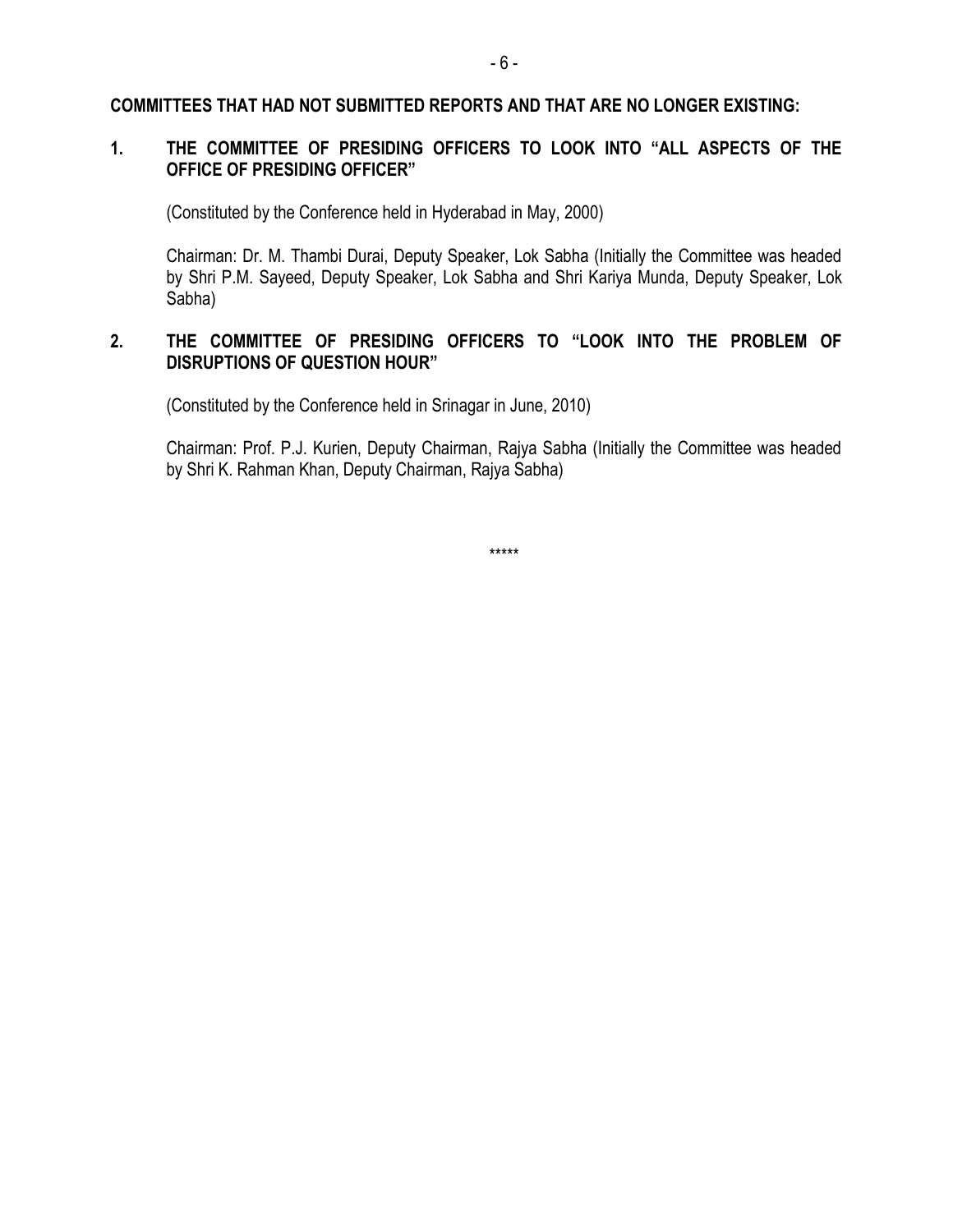**COMMITTEES THAT HAD NOT SUBMITTED REPORTS AND THAT ARE NO LONGER EXISTING:**

**1. THE COMMITTEE OF PRESIDING OFFICERS TO LOOK INTO "ALL ASPECTS OF THE OFFICE OF PRESIDING OFFICER"**

(Constituted by the Conference held in Hyderabad in May, 2000)

Chairman: Dr. M. Thambi Durai, Deputy Speaker, Lok Sabha (Initially the Committee was headed by Shri P.M. Sayeed, Deputy Speaker, Lok Sabha and Shri Kariya Munda, Deputy Speaker, Lok Sabha)

**2. THE COMMITTEE OF PRESIDING OFFICERS TO "LOOK INTO THE PROBLEM OF DISRUPTIONS OF QUESTION HOUR"**

(Constituted by the Conference held in Srinagar in June, 2010)

Chairman: Prof. P.J. Kurien, Deputy Chairman, Rajya Sabha (Initially the Committee was headed by Shri K. Rahman Khan, Deputy Chairman, Rajya Sabha)

*****